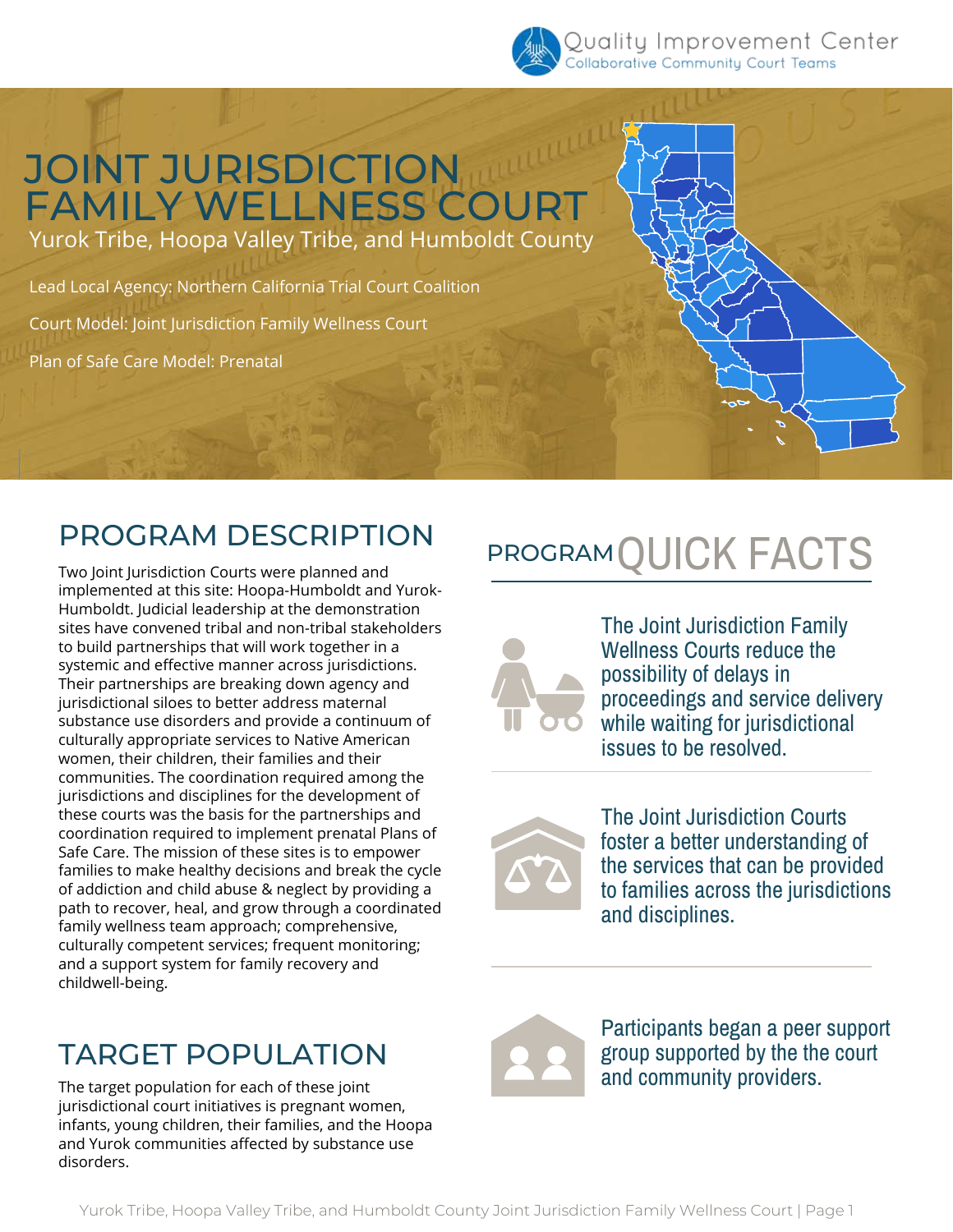Quality Improvement Center
Collaborative Community Court Teams

# JOINT JURISDICTION FAMILY WELLNESS COURT

Yurok Tribe, Hoopa Valley Tribe, and Humboldt County

Lead Local Agency: Northern California Trial Court Coalition

Court Model: Joint Jurisdiction Family Wellness Court

Plan of Safe Care Model: Prenatal

## PROGRAM DESCRIPTION

Two Joint Jurisdiction Courts were planned and implemented at this site: Hoopa-Humboldt and Yurok-Humboldt. Judicial leadership at the demonstration sites have convened tribal and non-tribal stakeholders to build partnerships that will work together in a systemic and effective manner across jurisdictions. Their partnerships are breaking down agency and jurisdictional siloes to better address maternal substance use disorders and provide a continuum of culturally appropriate services to Native American women, their children, their families and their communities. The coordination required among the jurisdictions and disciplines for the development of these courts was the basis for the partnerships and coordination required to implement prenatal Plans of Safe Care. The mission of these sites is to empower families to make healthy decisions and break the cycle of addiction and child abuse & neglect by providing a path to recover, heal, and grow through a coordinated family wellness team approach; comprehensive, culturally competent services; frequent monitoring; and a support system for family recovery and childwell-being.

## TARGET POPULATION

The target population for each of these joint jurisdictional court initiatives is pregnant women, infants, young children, their families, and the Hoopa and Yurok communities affected by substance use disorders.

## PROGRAM QUICK FACTS

The Joint Jurisdiction Family Wellness Courts reduce the possibility of delays in proceedings and service delivery while waiting for jurisdictional issues to be resolved.

The Joint Jurisdiction Courts foster a better understanding of the services that can be provided to families across the jurisdictions and disciplines.

Participants began a peer support group supported by the the court and community providers.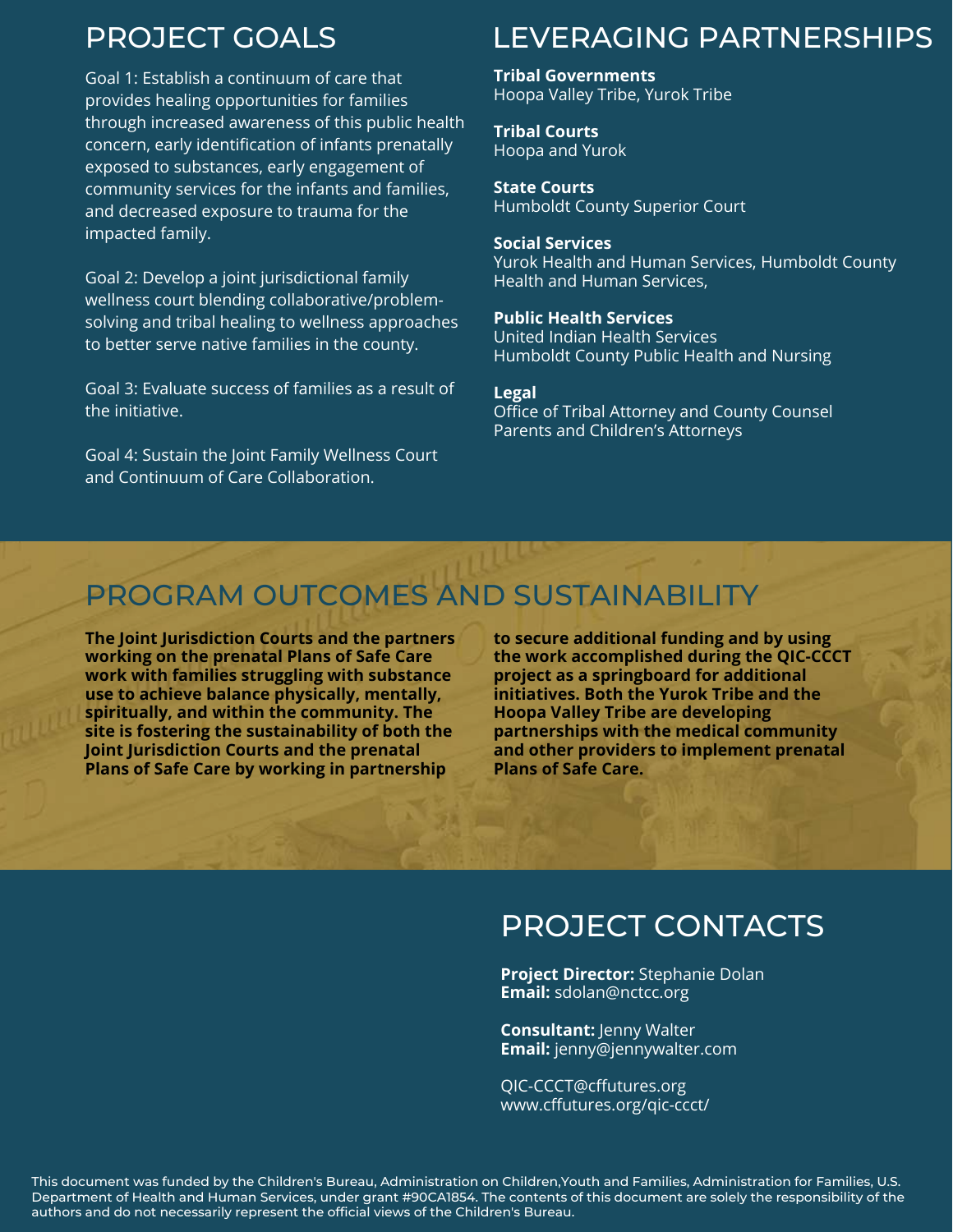## PROJECT GOALS

Goal 1: Establish a continuum of care that provides healing opportunities for families through increased awareness of this public health concern, early identification of infants prenatally exposed to substances, early engagement of community services for the infants and families, and decreased exposure to trauma for the impacted family.

Goal 2: Develop a joint jurisdictional family wellness court blending collaborative/problem-solving and tribal healing to wellness approaches to better serve native families in the county.

Goal 3: Evaluate success of families as a result of the initiative.

Goal 4: Sustain the Joint Family Wellness Court and Continuum of Care Collaboration.

## LEVERAGING PARTNERSHIPS

**Tribal Governments**
Hoopa Valley Tribe, Yurok Tribe

**Tribal Courts**
Hoopa and Yurok

**State Courts**
Humboldt County Superior Court

**Social Services**
Yurok Health and Human Services, Humboldt County Health and Human Services,

**Public Health Services**
United Indian Health Services
Humboldt County Public Health and Nursing

**Legal**
Office of Tribal Attorney and County Counsel
Parents and Children's Attorneys

## PROGRAM OUTCOMES AND SUSTAINABILITY

**The Joint Jurisdiction Courts and the partners working on the prenatal Plans of Safe Care work with families struggling with substance use to achieve balance physically, mentally, spiritually, and within the community. The site is fostering the sustainability of both the Joint Jurisdiction Courts and the prenatal Plans of Safe Care by working in partnership to secure additional funding and by using the work accomplished during the QIC-CCCT project as a springboard for additional initiatives. Both the Yurok Tribe and the Hoopa Valley Tribe are developing partnerships with the medical community and other providers to implement prenatal Plans of Safe Care.**

## PROJECT CONTACTS

**Project Director:** Stephanie Dolan
**Email:** sdolan@nctcc.org

**Consultant:** Jenny Walter
**Email:** jenny@jennywalter.com

QIC-CCCT@cffutures.org
www.cffutures.org/qic-ccct/

This document was funded by the Children's Bureau, Administration on Children,Youth and Families, Administration for Families, U.S. Department of Health and Human Services, under grant #90CA1854. The contents of this document are solely the responsibility of the authors and do not necessarily represent the official views of the Children's Bureau.